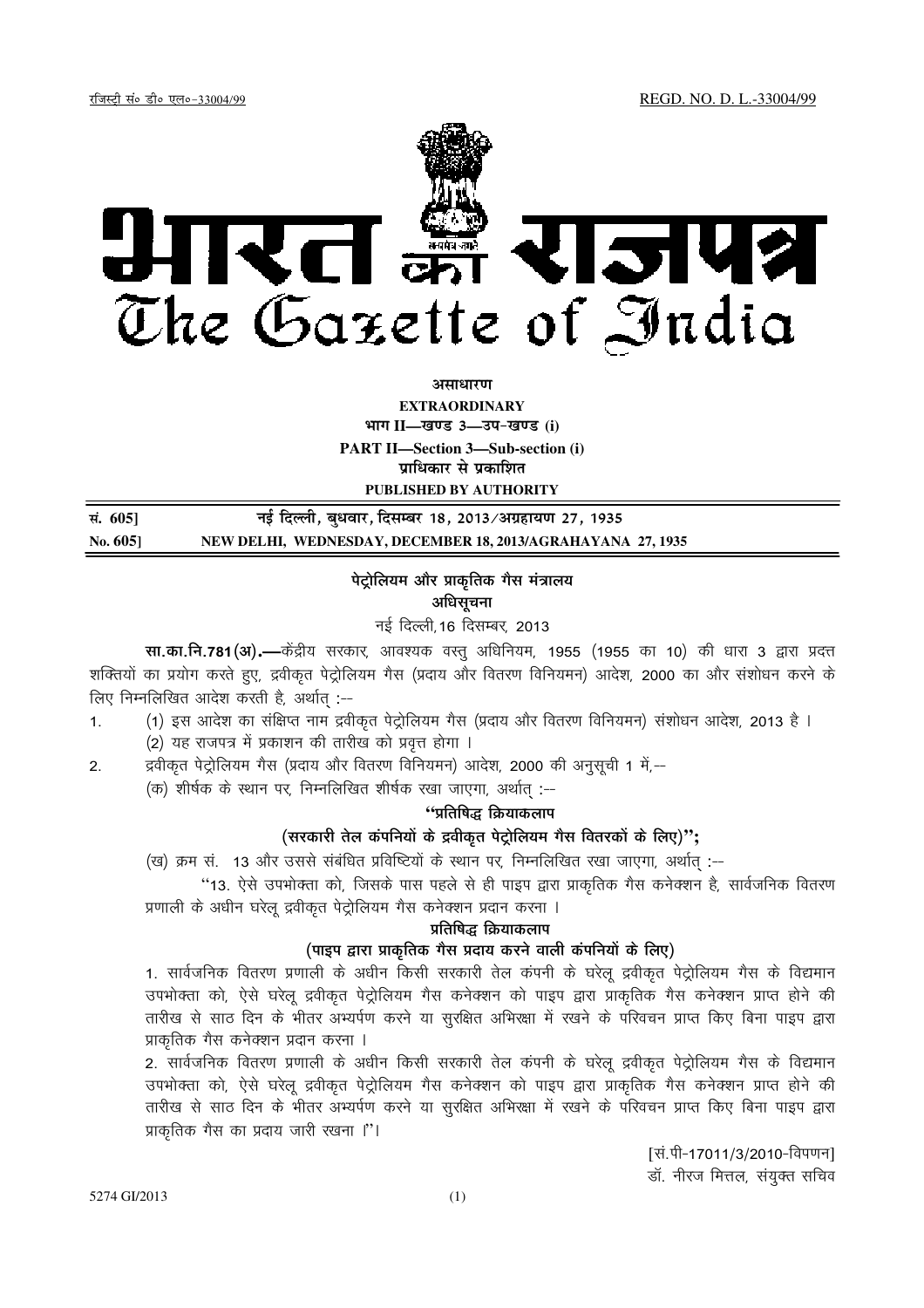रजिस्ट्री सं० डी० एल०-33004/99 REGD. NO. D. L.-33004/99

# भारत का राजपत्र
# The Gazette of India

**असाधारण**
**EXTRAORDINARY**
**भाग II—खण्ड 3—उप-खण्ड (i)**
**PART II—Section 3—Sub-section (i)**
**प्राधिकार से प्रकाशित**
**PUBLISHED BY AUTHORITY**

**सं. 605] नई दिल्ली, बुधवार, दिसम्बर 18, 2013/अग्रहायण 27, 1935**
**No. 605] NEW DELHI, WEDNESDAY, DECEMBER 18, 2013/AGRAHAYANA 27, 1935**

## पेट्रोलियम और प्राकृतिक गैस मंत्रालय
## अधिसूचना

नई दिल्ली, 16 दिसम्बर, 2013

**सा.का.नि.781(अ).**—केंद्रीय सरकार, आवश्यक वस्तु अधिनियम, 1955 (1955 का 10) की धारा 3 द्वारा प्रदत्त शक्तियों का प्रयोग करते हुए, द्रवीकृत पेट्रोलियम गैस (प्रदाय और वितरण विनियमन) आदेश, 2000 का और संशोधन करने के लिए निम्नलिखित आदेश करती है, अर्थात् :--

1. (1) इस आदेश का संक्षिप्त नाम द्रवीकृत पेट्रोलियम गैस (प्रदाय और वितरण विनियमन) संशोधन आदेश, 2013 है ।
   (2) यह राजपत्र में प्रकाशन की तारीख को प्रवृत्त होगा ।
2. द्रवीकृत पेट्रोलियम गैस (प्रदाय और वितरण विनियमन) आदेश, 2000 की अनुसूची 1 में,--
   (क) शीर्षक के स्थान पर, निम्नलिखित शीर्षक रखा जाएगा, अर्थात् :--

**"प्रतिषिद्ध क्रियाकलाप**
**(सरकारी तेल कंपनियों के द्रवीकृत पेट्रोलियम गैस वितरकों के लिए)";**

(ख) क्रम सं. 13 और उससे संबंधित प्रविष्टियों के स्थान पर, निम्नलिखित रखा जाएगा, अर्थात् :--

"13. ऐसे उपभोक्ता को, जिसके पास पहले से ही पाइप द्वारा प्राकृतिक गैस कनेक्शन है, सार्वजनिक वितरण प्रणाली के अधीन घरेलू द्रवीकृत पेट्रोलियम गैस कनेक्शन प्रदान करना ।

**प्रतिषिद्ध क्रियाकलाप**
**(पाइप द्वारा प्राकृतिक गैस प्रदाय करने वाली कंपनियों के लिए)**

1. सार्वजनिक वितरण प्रणाली के अधीन किसी सरकारी तेल कंपनी के घरेलू द्रवीकृत पेट्रोलियम गैस के विद्यमान उपभोक्ता को, ऐसे घरेलू द्रवीकृत पेट्रोलियम गैस कनेक्शन को पाइप द्वारा प्राकृतिक गैस कनेक्शन प्राप्त होने की तारीख से साठ दिन के भीतर अभ्यर्पण करने या सुरक्षित अभिरक्षा में रखने के परिवचन प्राप्त किए बिना पाइप द्वारा प्राकृतिक गैस कनेक्शन प्रदान करना ।

2. सार्वजनिक वितरण प्रणाली के अधीन किसी सरकारी तेल कंपनी के घरेलू द्रवीकृत पेट्रोलियम गैस के विद्यमान उपभोक्ता को, ऐसे घरेलू द्रवीकृत पेट्रोलियम गैस कनेक्शन को पाइप द्वारा प्राकृतिक गैस कनेक्शन प्राप्त होने की तारीख से साठ दिन के भीतर अभ्यर्पण करने या सुरक्षित अभिरक्षा में रखने के परिवचन प्राप्त किए बिना पाइप द्वारा प्राकृतिक गैस का प्रदाय जारी रखना ।"।

[सं.पी-17011/3/2010-विपणन]
डॉ. नीरज मित्तल, संयुक्त सचिव

5274 GI/2013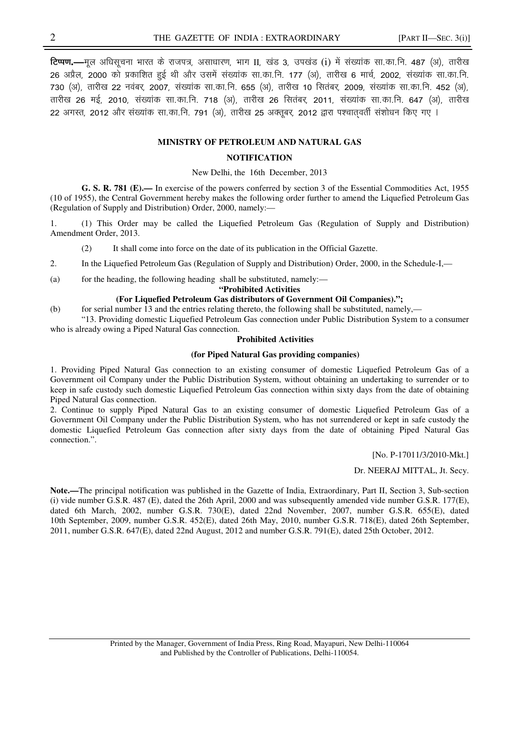**टिप्पण.—**मूल अधिसूचना भारत के राजपत्र, असाधारण, भाग II, खंड 3, उपखंड (i) में संख्यांक सा.का.नि. 487 (अ), तारीख 26 अप्रैल, 2000 को प्रकाशित हुई थी और उसमें संख्यांक सा.का.नि. 177 (अ), तारीख 6 मार्च, 2002, संख्यांक सा.का.नि. 730 (अ), तारीख 22 नवंबर, 2007, संख्यांक सा.का.नि. 655 (अ), तारीख 10 सितंबर, 2009, संख्यांक सा.का.नि. 452 (अ), तारीख 26 मई, 2010, संख्यांक सा.का.नि. 718 (अ), तारीख 26 सितंबर, 2011, संख्यांक सा.का.नि. 647 (अ), तारीख 22 अगस्त, 2012 और संख्यांक सा.का.नि. 791 (अ), तारीख 25 अक्तूबर, 2012 द्वारा पश्चात्वर्ती संशोधन किए गए ।

## MINISTRY OF PETROLEUM AND NATURAL GAS

### NOTIFICATION

New Delhi, the 16th December, 2013

**G. S. R. 781 (E).—** In exercise of the powers conferred by section 3 of the Essential Commodities Act, 1955 (10 of 1955), the Central Government hereby makes the following order further to amend the Liquefied Petroleum Gas (Regulation of Supply and Distribution) Order, 2000, namely:—

1. (1) This Order may be called the Liquefied Petroleum Gas (Regulation of Supply and Distribution) Amendment Order, 2013.

(2) It shall come into force on the date of its publication in the Official Gazette.

2. In the Liquefied Petroleum Gas (Regulation of Supply and Distribution) Order, 2000, in the Schedule-I,—

(a) for the heading, the following heading shall be substituted, namely:—

**"Prohibited Activities**

**(For Liquefied Petroleum Gas distributors of Government Oil Companies).";**

(b) for serial number 13 and the entries relating thereto, the following shall be substituted, namely,—

"13. Providing domestic Liquefied Petroleum Gas connection under Public Distribution System to a consumer who is already owing a Piped Natural Gas connection.

**Prohibited Activities**

**(for Piped Natural Gas providing companies)**

1. Providing Piped Natural Gas connection to an existing consumer of domestic Liquefied Petroleum Gas of a Government oil Company under the Public Distribution System, without obtaining an undertaking to surrender or to keep in safe custody such domestic Liquefied Petroleum Gas connection within sixty days from the date of obtaining Piped Natural Gas connection.
2. Continue to supply Piped Natural Gas to an existing consumer of domestic Liquefied Petroleum Gas of a Government Oil Company under the Public Distribution System, who has not surrendered or kept in safe custody the domestic Liquefied Petroleum Gas connection after sixty days from the date of obtaining Piped Natural Gas connection.".

[No. P-17011/3/2010-Mkt.]

Dr. NEERAJ MITTAL, Jt. Secy.

**Note.—**The principal notification was published in the Gazette of India, Extraordinary, Part II, Section 3, Sub-section (i) vide number G.S.R. 487 (E), dated the 26th April, 2000 and was subsequently amended vide number G.S.R. 177(E), dated 6th March, 2002, number G.S.R. 730(E), dated 22nd November, 2007, number G.S.R. 655(E), dated 10th September, 2009, number G.S.R. 452(E), dated 26th May, 2010, number G.S.R. 718(E), dated 26th September, 2011, number G.S.R. 647(E), dated 22nd August, 2012 and number G.S.R. 791(E), dated 25th October, 2012.

Printed by the Manager, Government of India Press, Ring Road, Mayapuri, New Delhi-110064
and Published by the Controller of Publications, Delhi-110054.